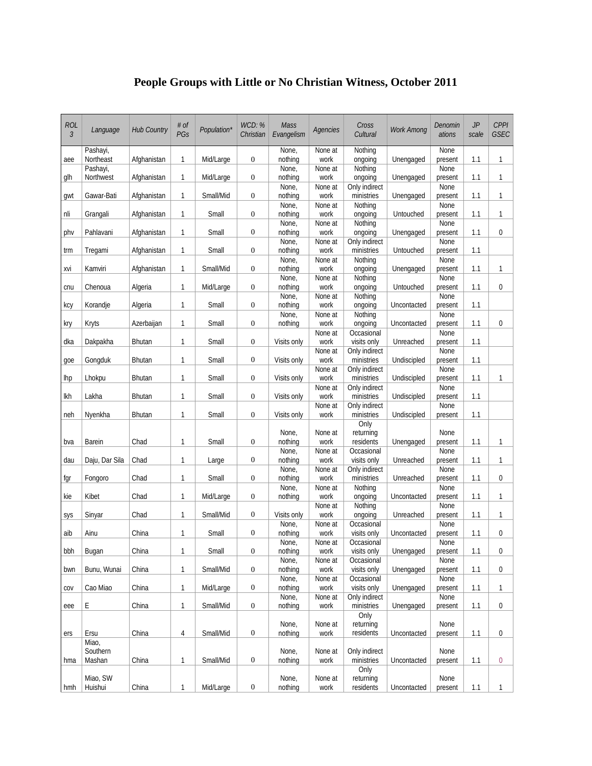# People Groups with Little or No Christian Witness, October 2011

| ROL 3 | Language | Hub Country | # of PGs | Population* | WCD: % Christian | Mass Evangelism | Agencies | Cross Cultural | Work Among | Denominations | JP scale | CPPI GSEC |
|---|---|---|---|---|---|---|---|---|---|---|---|---|
| aee | Pashayi, Northeast | Afghanistan | 1 | Mid/Large | 0 | None, nothing | None at work | Nothing ongoing | Unengaged | None present | 1.1 | 1 |
| glh | Pashayi, Northwest | Afghanistan | 1 | Mid/Large | 0 | None, nothing | None at work | Nothing ongoing | Unengaged | None present | 1.1 | 1 |
| gwt | Gawar-Bati | Afghanistan | 1 | Small/Mid | 0 | None, nothing | None at work | Only indirect ministries | Unengaged | None present | 1.1 | 1 |
| nli | Grangali | Afghanistan | 1 | Small | 0 | None, nothing | None at work | Nothing ongoing | Untouched | None present | 1.1 | 1 |
| phv | Pahlavani | Afghanistan | 1 | Small | 0 | None, nothing | None at work | Nothing ongoing | Unengaged | None present | 1.1 | 0 |
| trm | Tregami | Afghanistan | 1 | Small | 0 | None, nothing | None at work | Only indirect ministries | Untouched | None present | 1.1 | |
| xvi | Kamviri | Afghanistan | 1 | Small/Mid | 0 | None, nothing | None at work | Nothing ongoing | Unengaged | None present | 1.1 | 1 |
| cnu | Chenoua | Algeria | 1 | Mid/Large | 0 | None, nothing | None at work | Nothing ongoing | Untouched | None present | 1.1 | 0 |
| kcy | Korandje | Algeria | 1 | Small | 0 | None, nothing | None at work | Nothing ongoing | Uncontacted | None present | 1.1 | |
| kry | Kryts | Azerbaijan | 1 | Small | 0 | None, nothing | None at work | Nothing ongoing | Uncontacted | None present | 1.1 | 0 |
| dka | Dakpakha | Bhutan | 1 | Small | 0 | Visits only | None at work | Occasional visits only | Unreached | None present | 1.1 | |
| goe | Gongduk | Bhutan | 1 | Small | 0 | Visits only | None at work | Only indirect ministries | Undiscipled | None present | 1.1 | |
| lhp | Lhokpu | Bhutan | 1 | Small | 0 | Visits only | None at work | Only indirect ministries | Undiscipled | None present | 1.1 | 1 |
| lkh | Lakha | Bhutan | 1 | Small | 0 | Visits only | None at work | Only indirect ministries | Undiscipled | None present | 1.1 | |
| neh | Nyenkha | Bhutan | 1 | Small | 0 | Visits only | None at work | Only indirect ministries | Undiscipled | None present | 1.1 | |
| bva | Barein | Chad | 1 | Small | 0 | None, nothing | None at work | Only returning residents | Unengaged | None present | 1.1 | 1 |
| dau | Daju, Dar Sila | Chad | 1 | Large | 0 | None, nothing | None at work | Occasional visits only | Unreached | None present | 1.1 | 1 |
| fgr | Fongoro | Chad | 1 | Small | 0 | None, nothing | None at work | Only indirect ministries | Unreached | None present | 1.1 | 0 |
| kie | Kibet | Chad | 1 | Mid/Large | 0 | None, nothing | None at work | Nothing ongoing | Uncontacted | None present | 1.1 | 1 |
| sys | Sinyar | Chad | 1 | Small/Mid | 0 | Visits only | None at work | Nothing ongoing | Unreached | None present | 1.1 | 1 |
| aib | Ainu | China | 1 | Small | 0 | None, nothing | None at work | Occasional visits only | Uncontacted | None present | 1.1 | 0 |
| bbh | Bugan | China | 1 | Small | 0 | None, nothing | None at work | Occasional visits only | Unengaged | None present | 1.1 | 0 |
| bwn | Bunu, Wunai | China | 1 | Small/Mid | 0 | None, nothing | None at work | Occasional visits only | Unengaged | None present | 1.1 | 0 |
| cov | Cao Miao | China | 1 | Mid/Large | 0 | None, nothing | None at work | Occasional visits only | Unengaged | None present | 1.1 | 1 |
| eee | E | China | 1 | Small/Mid | 0 | None, nothing | None at work | Only indirect ministries | Unengaged | None present | 1.1 | 0 |
| ers | Ersu | China | 4 | Small/Mid | 0 | None, nothing | None at work | Only returning residents | Uncontacted | None present | 1.1 | 0 |
| hma | Miao, Southern Mashan | China | 1 | Small/Mid | 0 | None, nothing | None at work | Only indirect ministries | Uncontacted | None present | 1.1 | 0 |
| hmh | Miao, SW Huishui | China | 1 | Mid/Large | 0 | None, nothing | None at work | Only returning residents | Uncontacted | None present | 1.1 | 1 |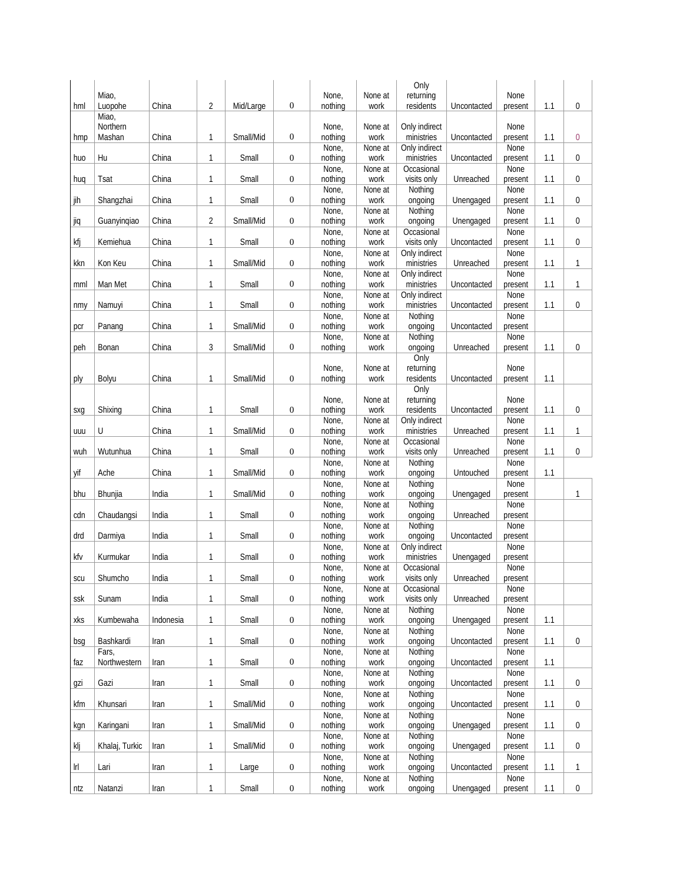| | | | | | | | | | | | | |
|---|---|---|---|---|---|---|---|---|---|---|---|---|
| hml | Miao, Luopohe | China | 2 | Mid/Large | 0 | None, nothing | None at work | Only returning residents | Uncontacted | None present | 1.1 | 0 |
| hmp | Miao, Northern Mashan | China | 1 | Small/Mid | 0 | None, nothing | None at work | Only indirect ministries | Uncontacted | None present | 1.1 | 0 |
| huo | Hu | China | 1 | Small | 0 | None, nothing | None at work | Only indirect ministries | Uncontacted | None present | 1.1 | 0 |
| huq | Tsat | China | 1 | Small | 0 | None, nothing | None at work | Occasional visits only | Unreached | None present | 1.1 | 0 |
| jih | Shangzhai | China | 1 | Small | 0 | None, nothing | None at work | Nothing ongoing | Unengaged | None present | 1.1 | 0 |
| jiq | Guanyinqiao | China | 2 | Small/Mid | 0 | None, nothing | None at work | Nothing ongoing | Unengaged | None present | 1.1 | 0 |
| kfj | Kemiehua | China | 1 | Small | 0 | None, nothing | None at work | Occasional visits only | Uncontacted | None present | 1.1 | 0 |
| kkn | Kon Keu | China | 1 | Small/Mid | 0 | None, nothing | None at work | Only indirect ministries | Unreached | None present | 1.1 | 1 |
| mml | Man Met | China | 1 | Small | 0 | None, nothing | None at work | Only indirect ministries | Uncontacted | None present | 1.1 | 1 |
| nmy | Namuyi | China | 1 | Small | 0 | None, nothing | None at work | Only indirect ministries | Uncontacted | None present | 1.1 | 0 |
| pcr | Panang | China | 1 | Small/Mid | 0 | None, nothing | None at work | Nothing ongoing | Uncontacted | None present | | |
| peh | Bonan | China | 3 | Small/Mid | 0 | None, nothing | None at work | Nothing ongoing | Unreached | None present | 1.1 | 0 |
| ply | Bolyu | China | 1 | Small/Mid | 0 | None, nothing | None at work | Only returning residents | Uncontacted | None present | 1.1 | |
| sxg | Shixing | China | 1 | Small | 0 | None, nothing | None at work | Only returning residents | Uncontacted | None present | 1.1 | 0 |
| uuu | U | China | 1 | Small/Mid | 0 | None, nothing | None at work | Only indirect ministries | Unreached | None present | 1.1 | 1 |
| wuh | Wutunhua | China | 1 | Small | 0 | None, nothing | None at work | Occasional visits only | Unreached | None present | 1.1 | 0 |
| yif | Ache | China | 1 | Small/Mid | 0 | None, nothing | None at work | Nothing ongoing | Untouched | None present | 1.1 | |
| bhu | Bhunjia | India | 1 | Small/Mid | 0 | None, nothing | None at work | Nothing ongoing | Unengaged | None present | | 1 |
| cdn | Chaudangsi | India | 1 | Small | 0 | None, nothing | None at work | Nothing ongoing | Unreached | None present | | |
| drd | Darmiya | India | 1 | Small | 0 | None, nothing | None at work | Nothing ongoing | Uncontacted | None present | | |
| kfv | Kurmukar | India | 1 | Small | 0 | None, nothing | None at work | Only indirect ministries | Unengaged | None present | | |
| scu | Shumcho | India | 1 | Small | 0 | None, nothing | None at work | Occasional visits only | Unreached | None present | | |
| ssk | Sunam | India | 1 | Small | 0 | None, nothing | None at work | Occasional visits only | Unreached | None present | | |
| xks | Kumbewaha | Indonesia | 1 | Small | 0 | None, nothing | None at work | Nothing ongoing | Unengaged | None present | 1.1 | |
| bsg | Bashkardi | Iran | 1 | Small | 0 | None, nothing | None at work | Nothing ongoing | Uncontacted | None present | 1.1 | 0 |
| faz | Fars, Northwestern | Iran | 1 | Small | 0 | None, nothing | None at work | Nothing ongoing | Uncontacted | None present | 1.1 | |
| gzi | Gazi | Iran | 1 | Small | 0 | None, nothing | None at work | Nothing ongoing | Uncontacted | None present | 1.1 | 0 |
| kfm | Khunsari | Iran | 1 | Small/Mid | 0 | None, nothing | None at work | Nothing ongoing | Uncontacted | None present | 1.1 | 0 |
| kgn | Karingani | Iran | 1 | Small/Mid | 0 | None, nothing | None at work | Nothing ongoing | Unengaged | None present | 1.1 | 0 |
| klj | Khalaj, Turkic | Iran | 1 | Small/Mid | 0 | None, nothing | None at work | Nothing ongoing | Unengaged | None present | 1.1 | 0 |
| lrl | Lari | Iran | 1 | Large | 0 | None, nothing | None at work | Nothing ongoing | Uncontacted | None present | 1.1 | 1 |
| ntz | Natanzi | Iran | 1 | Small | 0 | None, nothing | None at work | Nothing ongoing | Unengaged | None present | 1.1 | 0 |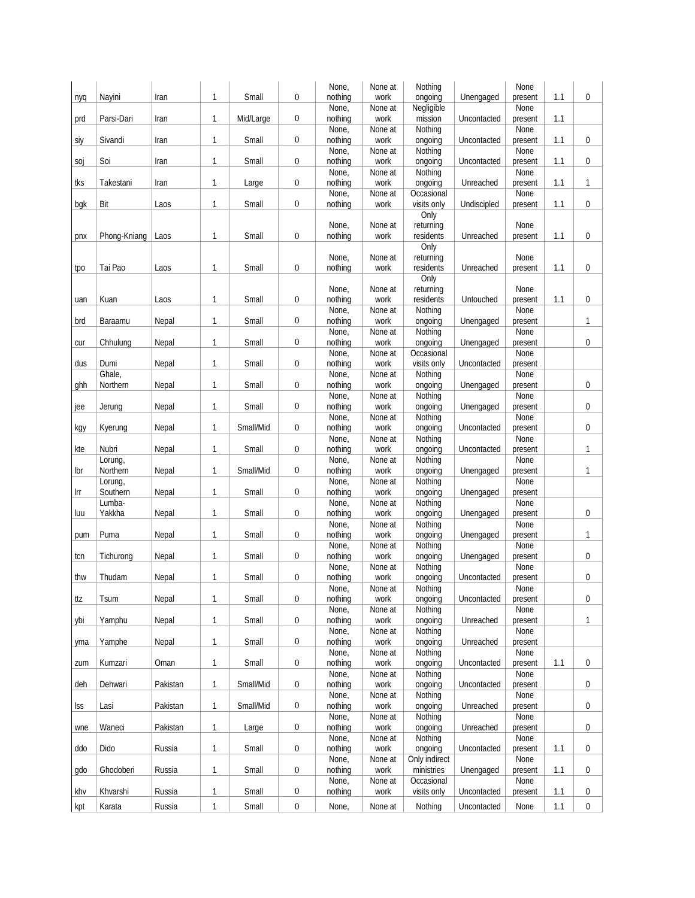| | | | | | | | | | | | | |
|---|---|---|---|---|---|---|---|---|---|---|---|---|
| nyq | Nayini | Iran | 1 | Small | 0 | None, nothing | None at work | Nothing ongoing | Unengaged | None present | 1.1 | 0 |
| prd | Parsi-Dari | Iran | 1 | Mid/Large | 0 | None, nothing | None at work | Negligible mission | Uncontacted | None present | 1.1 | |
| siy | Sivandi | Iran | 1 | Small | 0 | None, nothing | None at work | Nothing ongoing | Uncontacted | None present | 1.1 | 0 |
| soj | Soi | Iran | 1 | Small | 0 | None, nothing | None at work | Nothing ongoing | Uncontacted | None present | 1.1 | 0 |
| tks | Takestani | Iran | 1 | Large | 0 | None, nothing | None at work | Nothing ongoing | Unreached | None present | 1.1 | 1 |
| bgk | Bit | Laos | 1 | Small | 0 | None, nothing | None at work | Occasional visits only | Undiscipled | None present | 1.1 | 0 |
| pnx | Phong-Kniang | Laos | 1 | Small | 0 | None, nothing | None at work | Only returning residents | Unreached | None present | 1.1 | 0 |
| tpo | Tai Pao | Laos | 1 | Small | 0 | None, nothing | None at work | Only returning residents | Unreached | None present | 1.1 | 0 |
| uan | Kuan | Laos | 1 | Small | 0 | None, nothing | None at work | Only returning residents | Untouched | None present | 1.1 | 0 |
| brd | Baraamu | Nepal | 1 | Small | 0 | None, nothing | None at work | Nothing ongoing | Unengaged | None present | | 1 |
| cur | Chhulung | Nepal | 1 | Small | 0 | None, nothing | None at work | Nothing ongoing | Unengaged | None present | | 0 |
| dus | Dumi | Nepal | 1 | Small | 0 | None, nothing | None at work | Occasional visits only | Uncontacted | None present | | |
| ghh | Ghale, Northern | Nepal | 1 | Small | 0 | None, nothing | None at work | Nothing ongoing | Unengaged | None present | | 0 |
| jee | Jerung | Nepal | 1 | Small | 0 | None, nothing | None at work | Nothing ongoing | Unengaged | None present | | 0 |
| kgy | Kyerung | Nepal | 1 | Small/Mid | 0 | None, nothing | None at work | Nothing ongoing | Uncontacted | None present | | 0 |
| kte | Nubri | Nepal | 1 | Small | 0 | None, nothing | None at work | Nothing ongoing | Uncontacted | None present | | 1 |
| lbr | Lorung, Northern | Nepal | 1 | Small/Mid | 0 | None, nothing | None at work | Nothing ongoing | Unengaged | None present | | 1 |
| lrr | Lorung, Southern | Nepal | 1 | Small | 0 | None, nothing | None at work | Nothing ongoing | Unengaged | None present | | |
| luu | Lumba-Yakkha | Nepal | 1 | Small | 0 | None, nothing | None at work | Nothing ongoing | Unengaged | None present | | 0 |
| pum | Puma | Nepal | 1 | Small | 0 | None, nothing | None at work | Nothing ongoing | Unengaged | None present | | 1 |
| tcn | Tichurong | Nepal | 1 | Small | 0 | None, nothing | None at work | Nothing ongoing | Unengaged | None present | | 0 |
| thw | Thudam | Nepal | 1 | Small | 0 | None, nothing | None at work | Nothing ongoing | Uncontacted | None present | | 0 |
| ttz | Tsum | Nepal | 1 | Small | 0 | None, nothing | None at work | Nothing ongoing | Uncontacted | None present | | 0 |
| ybi | Yamphu | Nepal | 1 | Small | 0 | None, nothing | None at work | Nothing ongoing | Unreached | None present | | 1 |
| yma | Yamphe | Nepal | 1 | Small | 0 | None, nothing | None at work | Nothing ongoing | Unreached | None present | | |
| zum | Kumzari | Oman | 1 | Small | 0 | None, nothing | None at work | Nothing ongoing | Uncontacted | None present | 1.1 | 0 |
| deh | Dehwari | Pakistan | 1 | Small/Mid | 0 | None, nothing | None at work | Nothing ongoing | Uncontacted | None present | | 0 |
| lss | Lasi | Pakistan | 1 | Small/Mid | 0 | None, nothing | None at work | Nothing ongoing | Unreached | None present | | 0 |
| wne | Waneci | Pakistan | 1 | Large | 0 | None, nothing | None at work | Nothing ongoing | Unreached | None present | | 0 |
| ddo | Dido | Russia | 1 | Small | 0 | None, nothing | None at work | Nothing ongoing | Uncontacted | None present | 1.1 | 0 |
| gdo | Ghodoberi | Russia | 1 | Small | 0 | None, nothing | None at work | Only indirect ministries | Unengaged | None present | 1.1 | 0 |
| khv | Khvarshi | Russia | 1 | Small | 0 | None, nothing | None at work | Occasional visits only | Uncontacted | None present | 1.1 | 0 |
| kpt | Karata | Russia | 1 | Small | 0 | None, | None at | Nothing | Uncontacted | None | 1.1 | 0 |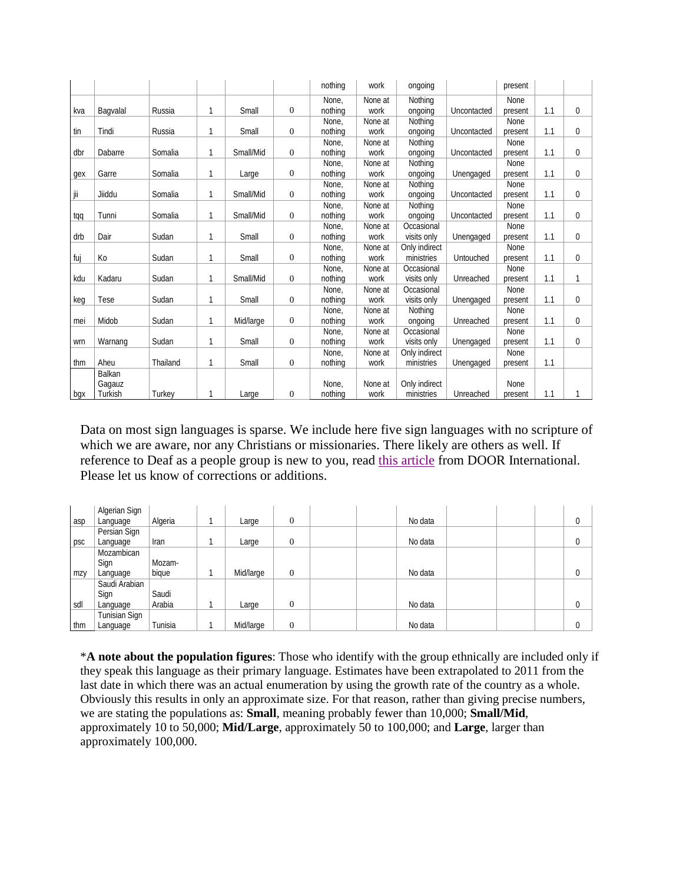| | | | | | | | | | | | |
|---|---|---|---|---|---|---|---|---|---|---|---|
| | | | | | | nothing | work | ongoing | | present | | |
| kva | Bagvalal | Russia | 1 | Small | 0 | None, nothing | None at work | Nothing ongoing | Uncontacted | None present | 1.1 | 0 |
| tin | Tindi | Russia | 1 | Small | 0 | None, nothing | None at work | Nothing ongoing | Uncontacted | None present | 1.1 | 0 |
| dbr | Dabarre | Somalia | 1 | Small/Mid | 0 | None, nothing | None at work | Nothing ongoing | Uncontacted | None present | 1.1 | 0 |
| gex | Garre | Somalia | 1 | Large | 0 | None, nothing | None at work | Nothing ongoing | Unengaged | None present | 1.1 | 0 |
| jii | Jiiddu | Somalia | 1 | Small/Mid | 0 | None, nothing | None at work | Nothing ongoing | Uncontacted | None present | 1.1 | 0 |
| tqq | Tunni | Somalia | 1 | Small/Mid | 0 | None, nothing | None at work | Nothing ongoing | Uncontacted | None present | 1.1 | 0 |
| drb | Dair | Sudan | 1 | Small | 0 | None, nothing | None at work | Occasional visits only | Unengaged | None present | 1.1 | 0 |
| fuj | Ko | Sudan | 1 | Small | 0 | None, nothing | None at work | Only indirect ministries | Untouched | None present | 1.1 | 0 |
| kdu | Kadaru | Sudan | 1 | Small/Mid | 0 | None, nothing | None at work | Occasional visits only | Unreached | None present | 1.1 | 1 |
| keg | Tese | Sudan | 1 | Small | 0 | None, nothing | None at work | Occasional visits only | Unengaged | None present | 1.1 | 0 |
| mei | Midob | Sudan | 1 | Mid/large | 0 | None, nothing | None at work | Nothing ongoing | Unreached | None present | 1.1 | 0 |
| wrn | Warnang | Sudan | 1 | Small | 0 | None, nothing | None at work | Occasional visits only | Unengaged | None present | 1.1 | 0 |
| thm | Aheu | Thailand | 1 | Small | 0 | None, nothing | None at work | Only indirect ministries | Unengaged | None present | 1.1 | |
| bgx | Balkan Gagauz Turkish | Turkey | 1 | Large | 0 | None, nothing | None at work | Only indirect ministries | Unreached | None present | 1.1 | 1 |

Data on most sign languages is sparse. We include here five sign languages with no scripture of which we are aware, nor any Christians or missionaries. There likely are others as well. If reference to Deaf as a people group is new to you, read this article from DOOR International. Please let us know of corrections or additions.

| | | | | | | | | | | | | |
|---|---|---|---|---|---|---|---|---|---|---|---|---|
| asp | Algerian Sign Language | Algeria | 1 | Large | 0 | | | No data | | | | 0 |
| psc | Persian Sign Language | Iran | 1 | Large | 0 | | | No data | | | | 0 |
| mzy | Mozambican Sign Language | Mozam-bique | 1 | Mid/large | 0 | | | No data | | | | 0 |
| sdl | Saudi Arabian Sign Language | Saudi Arabia | 1 | Large | 0 | | | No data | | | | 0 |
| thm | Tunisian Sign Language | Tunisia | 1 | Mid/large | 0 | | | No data | | | | 0 |

\***A note about the population figures**: Those who identify with the group ethnically are included only if they speak this language as their primary language. Estimates have been extrapolated to 2011 from the last date in which there was an actual enumeration by using the growth rate of the country as a whole. Obviously this results in only an approximate size. For that reason, rather than giving precise numbers, we are stating the populations as: **Small**, meaning probably fewer than 10,000; **Small/Mid**, approximately 10 to 50,000; **Mid/Large**, approximately 50 to 100,000; and **Large**, larger than approximately 100,000.